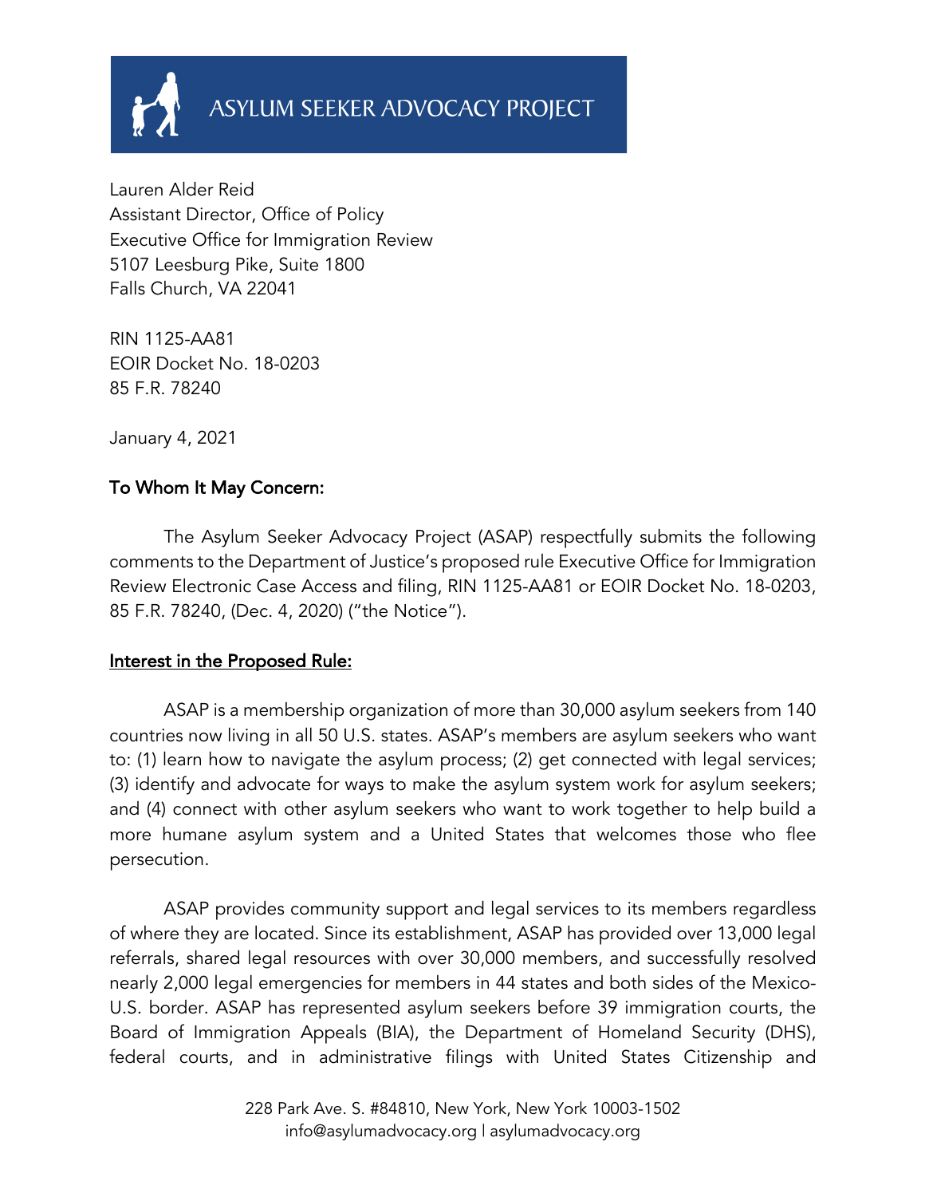ASYLUM SEEKER ADVOCACY PROJECT

Lauren Alder Reid
Assistant Director, Office of Policy
Executive Office for Immigration Review
5107 Leesburg Pike, Suite 1800
Falls Church, VA 22041

RIN 1125-AA81
EOIR Docket No. 18-0203
85 F.R. 78240

January 4, 2021

**To Whom It May Concern:**

The Asylum Seeker Advocacy Project (ASAP) respectfully submits the following comments to the Department of Justice's proposed rule Executive Office for Immigration Review Electronic Case Access and filing, RIN 1125-AA81 or EOIR Docket No. 18-0203, 85 F.R. 78240, (Dec. 4, 2020) ("the Notice").

## Interest in the Proposed Rule:

ASAP is a membership organization of more than 30,000 asylum seekers from 140 countries now living in all 50 U.S. states. ASAP's members are asylum seekers who want to: (1) learn how to navigate the asylum process; (2) get connected with legal services; (3) identify and advocate for ways to make the asylum system work for asylum seekers; and (4) connect with other asylum seekers who want to work together to help build a more humane asylum system and a United States that welcomes those who flee persecution.

ASAP provides community support and legal services to its members regardless of where they are located. Since its establishment, ASAP has provided over 13,000 legal referrals, shared legal resources with over 30,000 members, and successfully resolved nearly 2,000 legal emergencies for members in 44 states and both sides of the Mexico-U.S. border. ASAP has represented asylum seekers before 39 immigration courts, the Board of Immigration Appeals (BIA), the Department of Homeland Security (DHS), federal courts, and in administrative filings with United States Citizenship and

228 Park Ave. S. #84810, New York, New York 10003-1502
info@asylumadvocacy.org | asylumadvocacy.org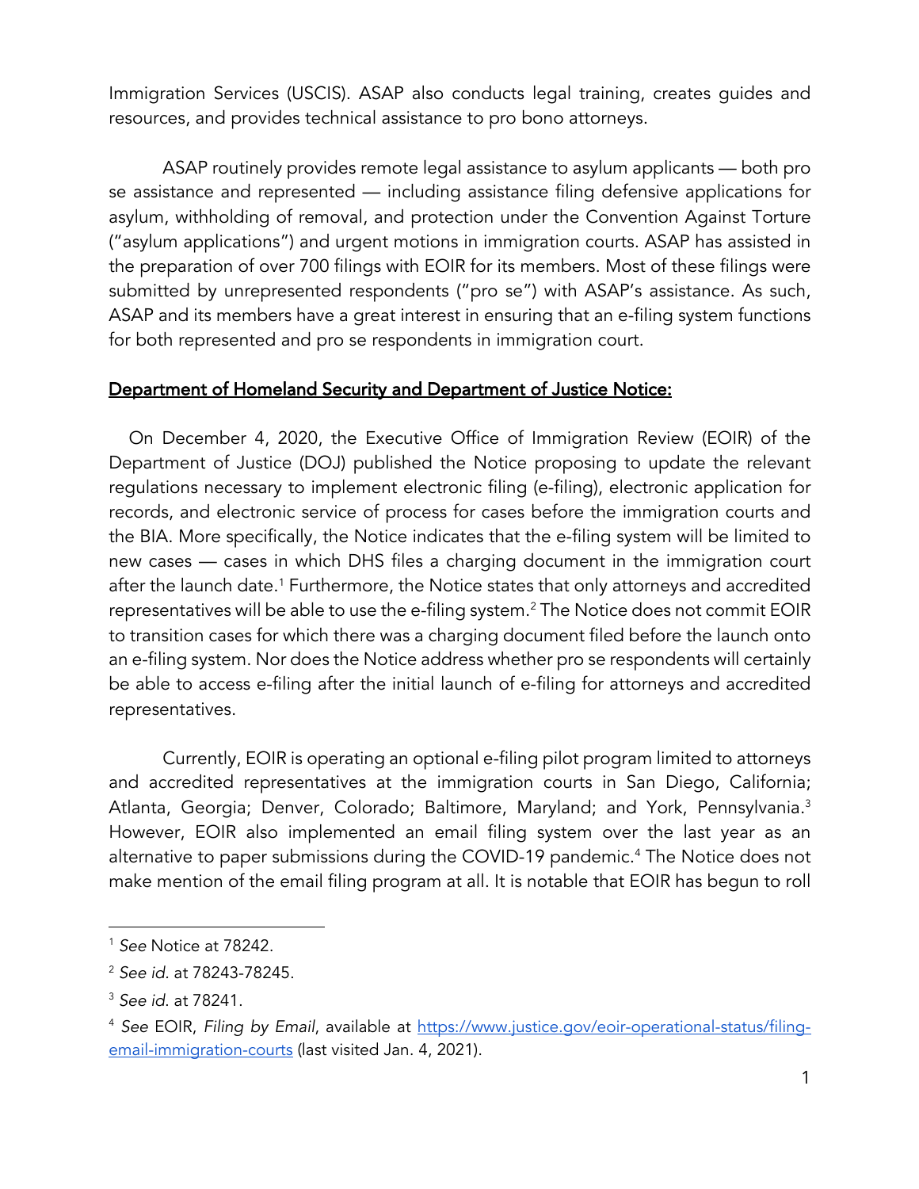Immigration Services (USCIS). ASAP also conducts legal training, creates guides and resources, and provides technical assistance to pro bono attorneys.

ASAP routinely provides remote legal assistance to asylum applicants — both pro se assistance and represented — including assistance filing defensive applications for asylum, withholding of removal, and protection under the Convention Against Torture ("asylum applications") and urgent motions in immigration courts. ASAP has assisted in the preparation of over 700 filings with EOIR for its members. Most of these filings were submitted by unrepresented respondents ("pro se") with ASAP's assistance. As such, ASAP and its members have a great interest in ensuring that an e-filing system functions for both represented and pro se respondents in immigration court.

## Department of Homeland Security and Department of Justice Notice:

On December 4, 2020, the Executive Office of Immigration Review (EOIR) of the Department of Justice (DOJ) published the Notice proposing to update the relevant regulations necessary to implement electronic filing (e-filing), electronic application for records, and electronic service of process for cases before the immigration courts and the BIA. More specifically, the Notice indicates that the e-filing system will be limited to new cases — cases in which DHS files a charging document in the immigration court after the launch date.[1] Furthermore, the Notice states that only attorneys and accredited representatives will be able to use the e-filing system.[2] The Notice does not commit EOIR to transition cases for which there was a charging document filed before the launch onto an e-filing system. Nor does the Notice address whether pro se respondents will certainly be able to access e-filing after the initial launch of e-filing for attorneys and accredited representatives.

Currently, EOIR is operating an optional e-filing pilot program limited to attorneys and accredited representatives at the immigration courts in San Diego, California; Atlanta, Georgia; Denver, Colorado; Baltimore, Maryland; and York, Pennsylvania.[3] However, EOIR also implemented an email filing system over the last year as an alternative to paper submissions during the COVID-19 pandemic.[4] The Notice does not make mention of the email filing program at all. It is notable that EOIR has begun to roll

---

[1] *See* Notice at 78242.

[2] *See id.* at 78243-78245.

[3] *See id.* at 78241.

[4] *See* EOIR, *Filing by Email*, available at https://www.justice.gov/eoir-operational-status/filing-email-immigration-courts (last visited Jan. 4, 2021).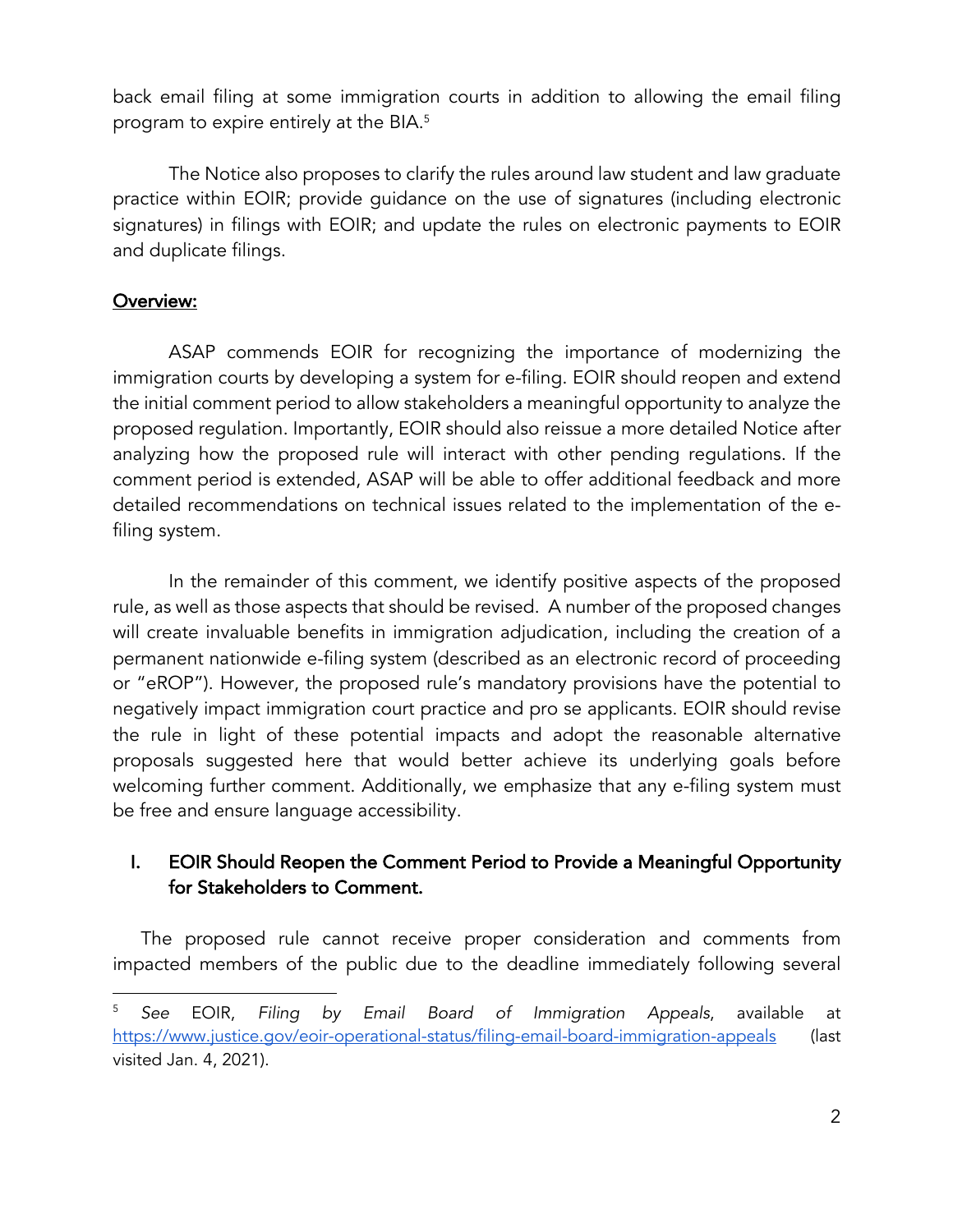back email filing at some immigration courts in addition to allowing the email filing program to expire entirely at the BIA.[5]

The Notice also proposes to clarify the rules around law student and law graduate practice within EOIR; provide guidance on the use of signatures (including electronic signatures) in filings with EOIR; and update the rules on electronic payments to EOIR and duplicate filings.

## Overview:

ASAP commends EOIR for recognizing the importance of modernizing the immigration courts by developing a system for e-filing. EOIR should reopen and extend the initial comment period to allow stakeholders a meaningful opportunity to analyze the proposed regulation. Importantly, EOIR should also reissue a more detailed Notice after analyzing how the proposed rule will interact with other pending regulations. If the comment period is extended, ASAP will be able to offer additional feedback and more detailed recommendations on technical issues related to the implementation of the e-filing system.

In the remainder of this comment, we identify positive aspects of the proposed rule, as well as those aspects that should be revised. A number of the proposed changes will create invaluable benefits in immigration adjudication, including the creation of a permanent nationwide e-filing system (described as an electronic record of proceeding or "eROP"). However, the proposed rule's mandatory provisions have the potential to negatively impact immigration court practice and pro se applicants. EOIR should revise the rule in light of these potential impacts and adopt the reasonable alternative proposals suggested here that would better achieve its underlying goals before welcoming further comment. Additionally, we emphasize that any e-filing system must be free and ensure language accessibility.

## I. EOIR Should Reopen the Comment Period to Provide a Meaningful Opportunity for Stakeholders to Comment.

The proposed rule cannot receive proper consideration and comments from impacted members of the public due to the deadline immediately following several

[5] *See* EOIR, *Filing by Email Board of Immigration Appeals*, available at https://www.justice.gov/eoir-operational-status/filing-email-board-immigration-appeals (last visited Jan. 4, 2021).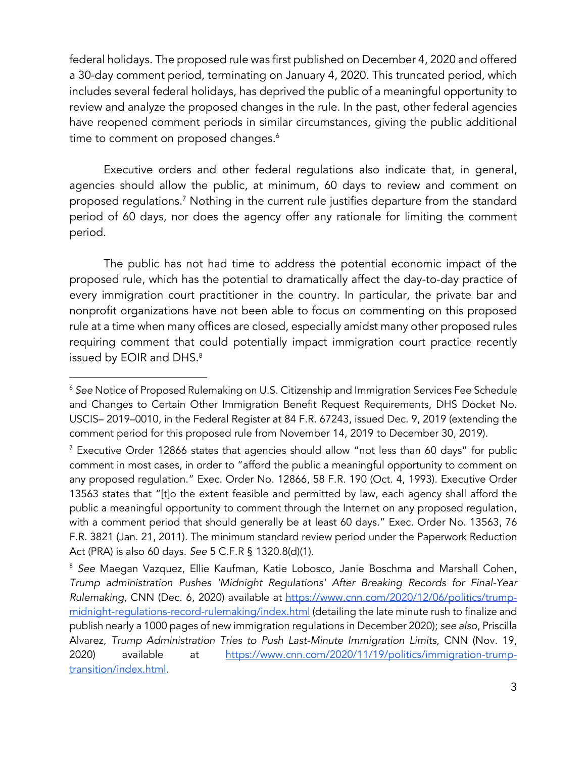federal holidays. The proposed rule was first published on December 4, 2020 and offered a 30-day comment period, terminating on January 4, 2020. This truncated period, which includes several federal holidays, has deprived the public of a meaningful opportunity to review and analyze the proposed changes in the rule. In the past, other federal agencies have reopened comment periods in similar circumstances, giving the public additional time to comment on proposed changes.[6]

Executive orders and other federal regulations also indicate that, in general, agencies should allow the public, at minimum, 60 days to review and comment on proposed regulations.[7] Nothing in the current rule justifies departure from the standard period of 60 days, nor does the agency offer any rationale for limiting the comment period.

The public has not had time to address the potential economic impact of the proposed rule, which has the potential to dramatically affect the day-to-day practice of every immigration court practitioner in the country. In particular, the private bar and nonprofit organizations have not been able to focus on commenting on this proposed rule at a time when many offices are closed, especially amidst many other proposed rules requiring comment that could potentially impact immigration court practice recently issued by EOIR and DHS.[8]

---

[6] *See* Notice of Proposed Rulemaking on U.S. Citizenship and Immigration Services Fee Schedule and Changes to Certain Other Immigration Benefit Request Requirements, DHS Docket No. USCIS– 2019–0010, in the Federal Register at 84 F.R. 67243, issued Dec. 9, 2019 (extending the comment period for this proposed rule from November 14, 2019 to December 30, 2019).

[7] Executive Order 12866 states that agencies should allow "not less than 60 days" for public comment in most cases, in order to "afford the public a meaningful opportunity to comment on any proposed regulation." Exec. Order No. 12866, 58 F.R. 190 (Oct. 4, 1993). Executive Order 13563 states that "[t]o the extent feasible and permitted by law, each agency shall afford the public a meaningful opportunity to comment through the Internet on any proposed regulation, with a comment period that should generally be at least 60 days." Exec. Order No. 13563, 76 F.R. 3821 (Jan. 21, 2011). The minimum standard review period under the Paperwork Reduction Act (PRA) is also 60 days. *See* 5 C.F.R § 1320.8(d)(1).

[8] *See* Maegan Vazquez, Ellie Kaufman, Katie Lobosco, Janie Boschma and Marshall Cohen, *Trump administration Pushes 'Midnight Regulations' After Breaking Records for Final-Year Rulemaking*, CNN (Dec. 6, 2020) available at https://www.cnn.com/2020/12/06/politics/trump-midnight-regulations-record-rulemaking/index.html (detailing the late minute rush to finalize and publish nearly a 1000 pages of new immigration regulations in December 2020); *see also*, Priscilla Alvarez, *Trump Administration Tries to Push Last-Minute Immigration Limits*, CNN (Nov. 19, 2020) available at https://www.cnn.com/2020/11/19/politics/immigration-trump-transition/index.html.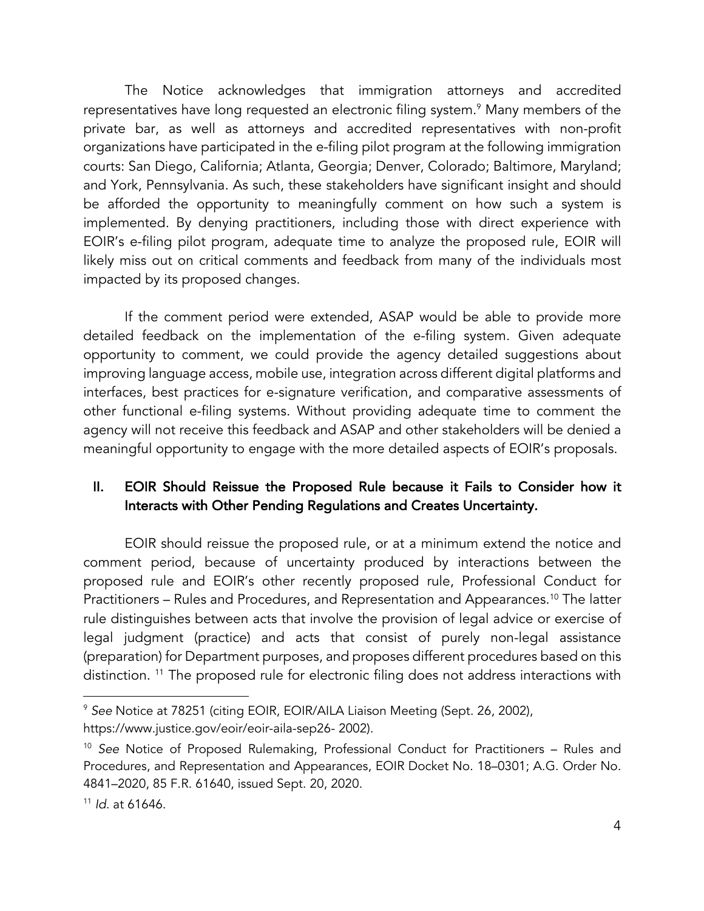The Notice acknowledges that immigration attorneys and accredited representatives have long requested an electronic filing system.[9] Many members of the private bar, as well as attorneys and accredited representatives with non-profit organizations have participated in the e-filing pilot program at the following immigration courts: San Diego, California; Atlanta, Georgia; Denver, Colorado; Baltimore, Maryland; and York, Pennsylvania. As such, these stakeholders have significant insight and should be afforded the opportunity to meaningfully comment on how such a system is implemented. By denying practitioners, including those with direct experience with EOIR's e-filing pilot program, adequate time to analyze the proposed rule, EOIR will likely miss out on critical comments and feedback from many of the individuals most impacted by its proposed changes.

If the comment period were extended, ASAP would be able to provide more detailed feedback on the implementation of the e-filing system. Given adequate opportunity to comment, we could provide the agency detailed suggestions about improving language access, mobile use, integration across different digital platforms and interfaces, best practices for e-signature verification, and comparative assessments of other functional e-filing systems. Without providing adequate time to comment the agency will not receive this feedback and ASAP and other stakeholders will be denied a meaningful opportunity to engage with the more detailed aspects of EOIR's proposals.

## II. EOIR Should Reissue the Proposed Rule because it Fails to Consider how it Interacts with Other Pending Regulations and Creates Uncertainty.

EOIR should reissue the proposed rule, or at a minimum extend the notice and comment period, because of uncertainty produced by interactions between the proposed rule and EOIR's other recently proposed rule, Professional Conduct for Practitioners – Rules and Procedures, and Representation and Appearances.[10] The latter rule distinguishes between acts that involve the provision of legal advice or exercise of legal judgment (practice) and acts that consist of purely non-legal assistance (preparation) for Department purposes, and proposes different procedures based on this distinction. [11] The proposed rule for electronic filing does not address interactions with

---

[9] *See* Notice at 78251 (citing EOIR, EOIR/AILA Liaison Meeting (Sept. 26, 2002), https://www.justice.gov/eoir/eoir-aila-sep26- 2002).

[10] *See* Notice of Proposed Rulemaking, Professional Conduct for Practitioners – Rules and Procedures, and Representation and Appearances, EOIR Docket No. 18–0301; A.G. Order No. 4841–2020, 85 F.R. 61640, issued Sept. 20, 2020.

[11] *Id*. at 61646.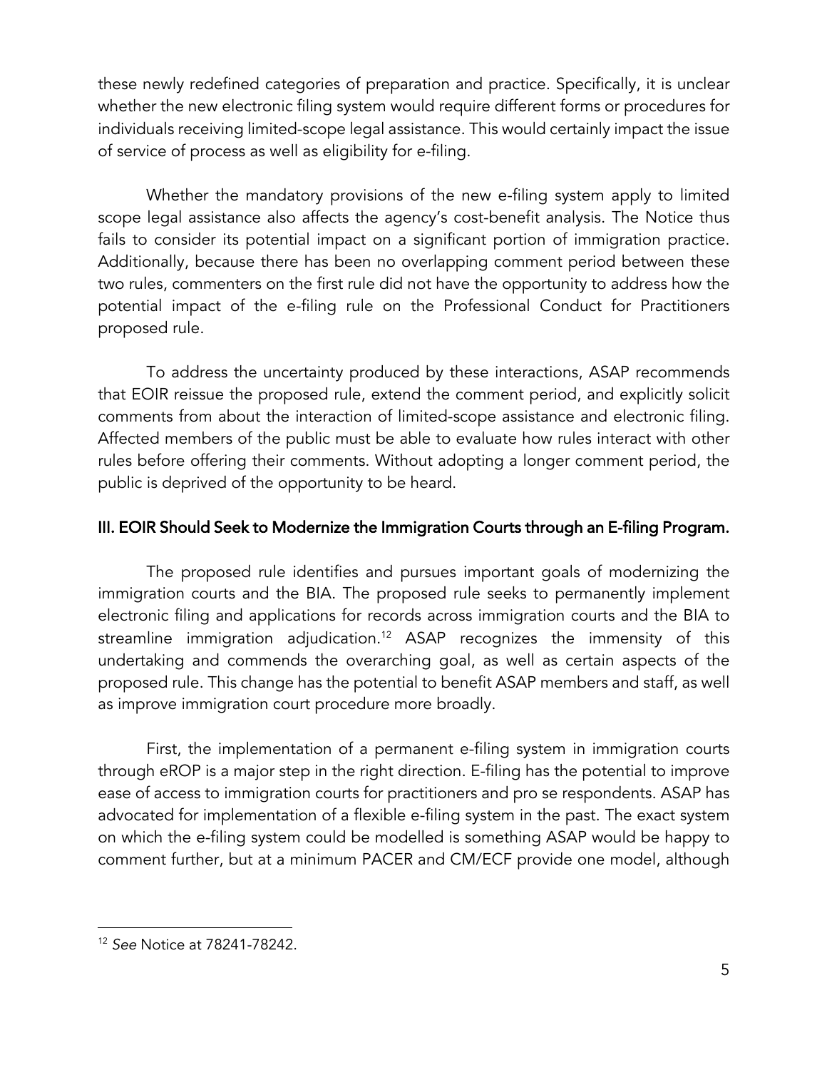these newly redefined categories of preparation and practice. Specifically, it is unclear whether the new electronic filing system would require different forms or procedures for individuals receiving limited-scope legal assistance. This would certainly impact the issue of service of process as well as eligibility for e-filing.

Whether the mandatory provisions of the new e-filing system apply to limited scope legal assistance also affects the agency's cost-benefit analysis. The Notice thus fails to consider its potential impact on a significant portion of immigration practice. Additionally, because there has been no overlapping comment period between these two rules, commenters on the first rule did not have the opportunity to address how the potential impact of the e-filing rule on the Professional Conduct for Practitioners proposed rule.

To address the uncertainty produced by these interactions, ASAP recommends that EOIR reissue the proposed rule, extend the comment period, and explicitly solicit comments from about the interaction of limited-scope assistance and electronic filing. Affected members of the public must be able to evaluate how rules interact with other rules before offering their comments. Without adopting a longer comment period, the public is deprived of the opportunity to be heard.

## III. EOIR Should Seek to Modernize the Immigration Courts through an E-filing Program.

The proposed rule identifies and pursues important goals of modernizing the immigration courts and the BIA. The proposed rule seeks to permanently implement electronic filing and applications for records across immigration courts and the BIA to streamline immigration adjudication.[12] ASAP recognizes the immensity of this undertaking and commends the overarching goal, as well as certain aspects of the proposed rule. This change has the potential to benefit ASAP members and staff, as well as improve immigration court procedure more broadly.

First, the implementation of a permanent e-filing system in immigration courts through eROP is a major step in the right direction. E-filing has the potential to improve ease of access to immigration courts for practitioners and pro se respondents. ASAP has advocated for implementation of a flexible e-filing system in the past. The exact system on which the e-filing system could be modelled is something ASAP would be happy to comment further, but at a minimum PACER and CM/ECF provide one model, although

[12] *See* Notice at 78241-78242.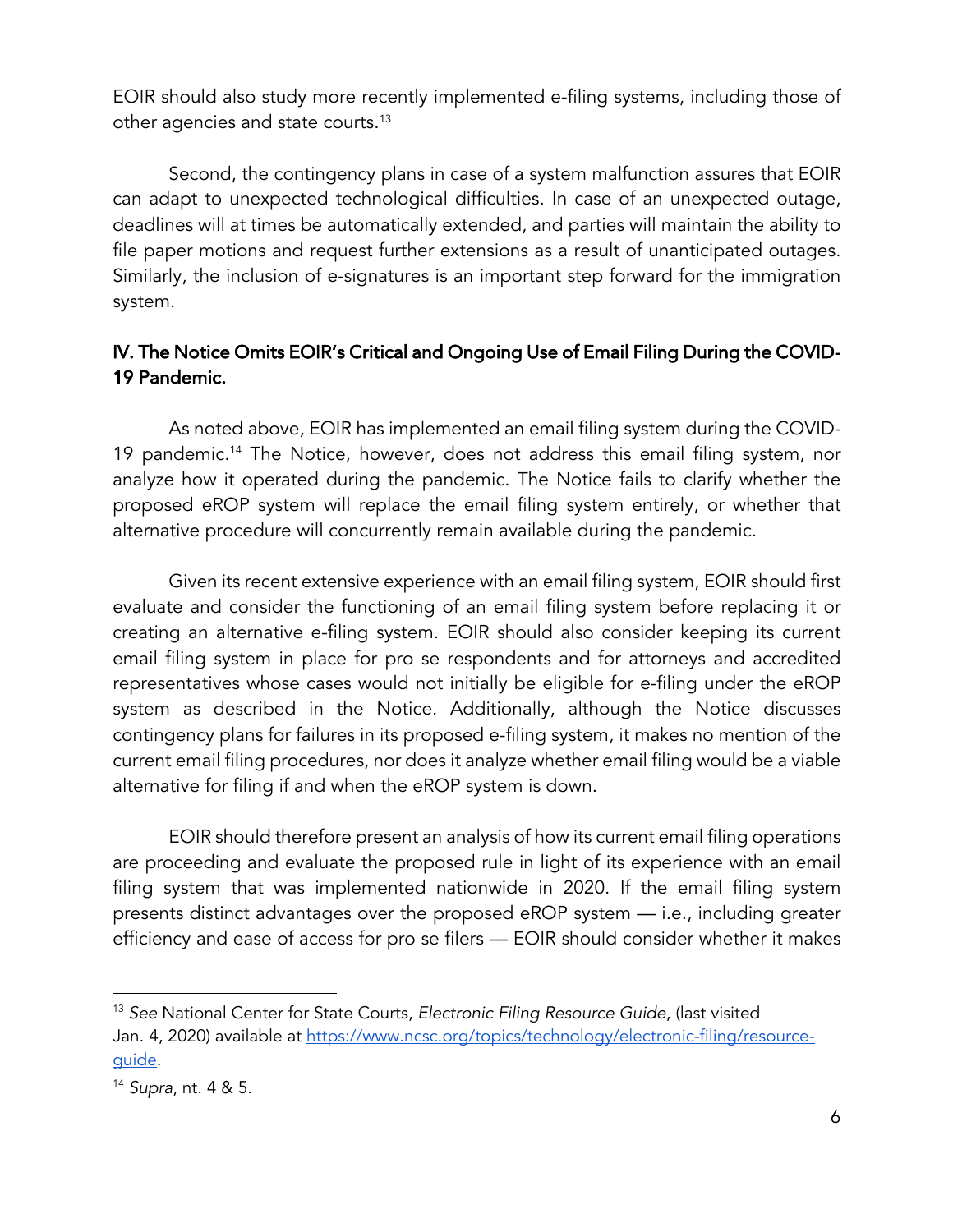EOIR should also study more recently implemented e-filing systems, including those of other agencies and state courts.[13]

Second, the contingency plans in case of a system malfunction assures that EOIR can adapt to unexpected technological difficulties. In case of an unexpected outage, deadlines will at times be automatically extended, and parties will maintain the ability to file paper motions and request further extensions as a result of unanticipated outages. Similarly, the inclusion of e-signatures is an important step forward for the immigration system.

## IV. The Notice Omits EOIR's Critical and Ongoing Use of Email Filing During the COVID-19 Pandemic.

As noted above, EOIR has implemented an email filing system during the COVID-19 pandemic.[14] The Notice, however, does not address this email filing system, nor analyze how it operated during the pandemic. The Notice fails to clarify whether the proposed eROP system will replace the email filing system entirely, or whether that alternative procedure will concurrently remain available during the pandemic.

Given its recent extensive experience with an email filing system, EOIR should first evaluate and consider the functioning of an email filing system before replacing it or creating an alternative e-filing system. EOIR should also consider keeping its current email filing system in place for pro se respondents and for attorneys and accredited representatives whose cases would not initially be eligible for e-filing under the eROP system as described in the Notice. Additionally, although the Notice discusses contingency plans for failures in its proposed e-filing system, it makes no mention of the current email filing procedures, nor does it analyze whether email filing would be a viable alternative for filing if and when the eROP system is down.

EOIR should therefore present an analysis of how its current email filing operations are proceeding and evaluate the proposed rule in light of its experience with an email filing system that was implemented nationwide in 2020. If the email filing system presents distinct advantages over the proposed eROP system — i.e., including greater efficiency and ease of access for pro se filers — EOIR should consider whether it makes

---

[13] *See* National Center for State Courts, *Electronic Filing Resource Guide*, (last visited Jan. 4, 2020) available at https://www.ncsc.org/topics/technology/electronic-filing/resource-guide.

[14] *Supra*, nt. 4 & 5.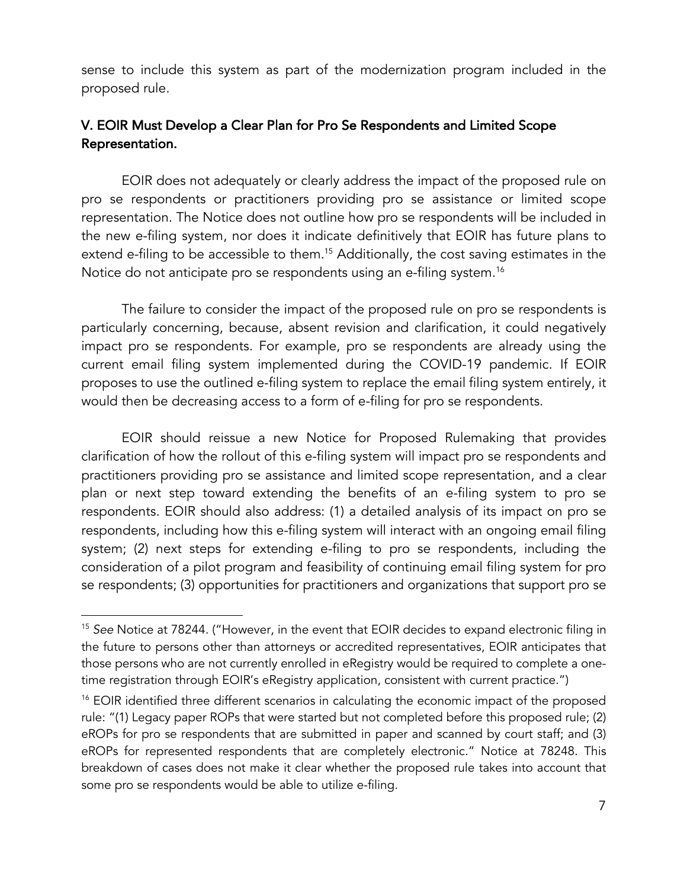sense to include this system as part of the modernization program included in the proposed rule.

## V. EOIR Must Develop a Clear Plan for Pro Se Respondents and Limited Scope Representation.

EOIR does not adequately or clearly address the impact of the proposed rule on pro se respondents or practitioners providing pro se assistance or limited scope representation. The Notice does not outline how pro se respondents will be included in the new e-filing system, nor does it indicate definitively that EOIR has future plans to extend e-filing to be accessible to them.[15] Additionally, the cost saving estimates in the Notice do not anticipate pro se respondents using an e-filing system.[16]

The failure to consider the impact of the proposed rule on pro se respondents is particularly concerning, because, absent revision and clarification, it could negatively impact pro se respondents. For example, pro se respondents are already using the current email filing system implemented during the COVID-19 pandemic. If EOIR proposes to use the outlined e-filing system to replace the email filing system entirely, it would then be decreasing access to a form of e-filing for pro se respondents.

EOIR should reissue a new Notice for Proposed Rulemaking that provides clarification of how the rollout of this e-filing system will impact pro se respondents and practitioners providing pro se assistance and limited scope representation, and a clear plan or next step toward extending the benefits of an e-filing system to pro se respondents. EOIR should also address: (1) a detailed analysis of its impact on pro se respondents, including how this e-filing system will interact with an ongoing email filing system; (2) next steps for extending e-filing to pro se respondents, including the consideration of a pilot program and feasibility of continuing email filing system for pro se respondents; (3) opportunities for practitioners and organizations that support pro se

---

[15] *See* Notice at 78244. ("However, in the event that EOIR decides to expand electronic filing in the future to persons other than attorneys or accredited representatives, EOIR anticipates that those persons who are not currently enrolled in eRegistry would be required to complete a one-time registration through EOIR's eRegistry application, consistent with current practice.")

[16] EOIR identified three different scenarios in calculating the economic impact of the proposed rule: "(1) Legacy paper ROPs that were started but not completed before this proposed rule; (2) eROPs for pro se respondents that are submitted in paper and scanned by court staff; and (3) eROPs for represented respondents that are completely electronic." Notice at 78248. This breakdown of cases does not make it clear whether the proposed rule takes into account that some pro se respondents would be able to utilize e-filing.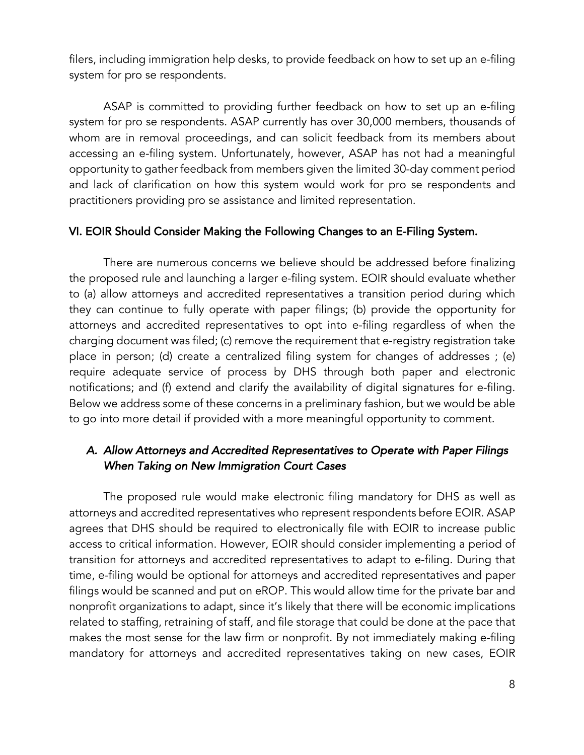filers, including immigration help desks, to provide feedback on how to set up an e-filing system for pro se respondents.

ASAP is committed to providing further feedback on how to set up an e-filing system for pro se respondents. ASAP currently has over 30,000 members, thousands of whom are in removal proceedings, and can solicit feedback from its members about accessing an e-filing system. Unfortunately, however, ASAP has not had a meaningful opportunity to gather feedback from members given the limited 30-day comment period and lack of clarification on how this system would work for pro se respondents and practitioners providing pro se assistance and limited representation.

## VI. EOIR Should Consider Making the Following Changes to an E-Filing System.

There are numerous concerns we believe should be addressed before finalizing the proposed rule and launching a larger e-filing system. EOIR should evaluate whether to (a) allow attorneys and accredited representatives a transition period during which they can continue to fully operate with paper filings; (b) provide the opportunity for attorneys and accredited representatives to opt into e-filing regardless of when the charging document was filed; (c) remove the requirement that e-registry registration take place in person; (d) create a centralized filing system for changes of addresses ; (e) require adequate service of process by DHS through both paper and electronic notifications; and (f) extend and clarify the availability of digital signatures for e-filing. Below we address some of these concerns in a preliminary fashion, but we would be able to go into more detail if provided with a more meaningful opportunity to comment.

### *A. Allow Attorneys and Accredited Representatives to Operate with Paper Filings When Taking on New Immigration Court Cases*

The proposed rule would make electronic filing mandatory for DHS as well as attorneys and accredited representatives who represent respondents before EOIR. ASAP agrees that DHS should be required to electronically file with EOIR to increase public access to critical information. However, EOIR should consider implementing a period of transition for attorneys and accredited representatives to adapt to e-filing. During that time, e-filing would be optional for attorneys and accredited representatives and paper filings would be scanned and put on eROP. This would allow time for the private bar and nonprofit organizations to adapt, since it's likely that there will be economic implications related to staffing, retraining of staff, and file storage that could be done at the pace that makes the most sense for the law firm or nonprofit. By not immediately making e-filing mandatory for attorneys and accredited representatives taking on new cases, EOIR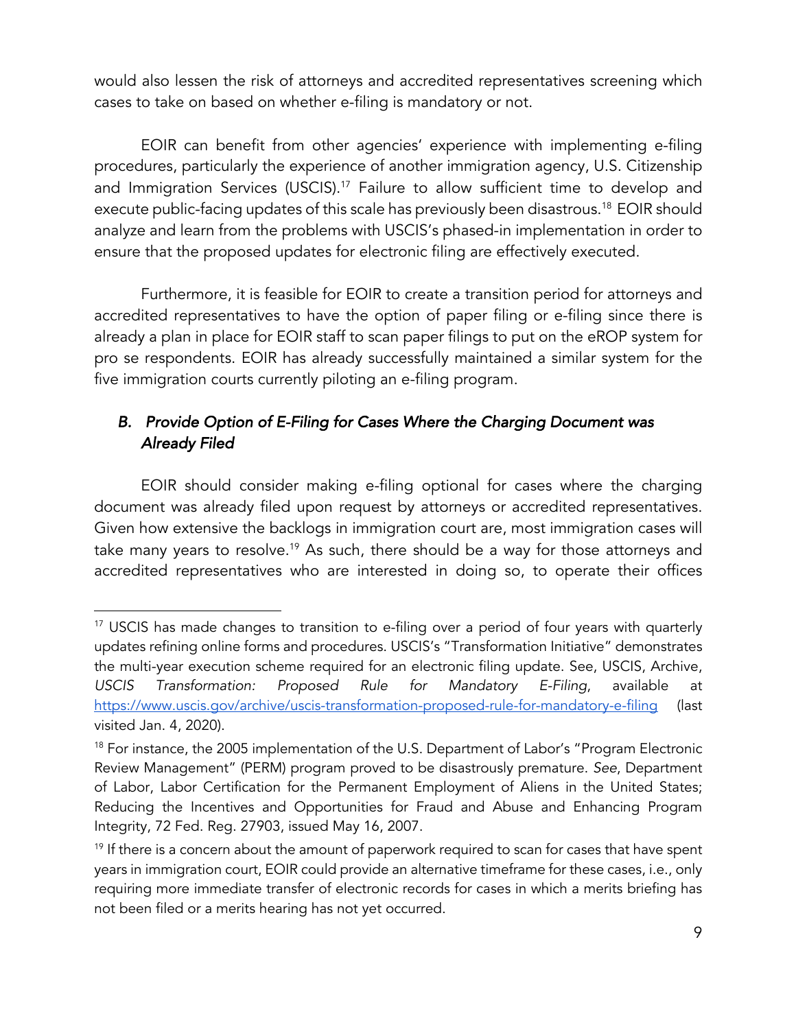would also lessen the risk of attorneys and accredited representatives screening which cases to take on based on whether e-filing is mandatory or not.

EOIR can benefit from other agencies' experience with implementing e-filing procedures, particularly the experience of another immigration agency, U.S. Citizenship and Immigration Services (USCIS).[17] Failure to allow sufficient time to develop and execute public-facing updates of this scale has previously been disastrous.[18] EOIR should analyze and learn from the problems with USCIS's phased-in implementation in order to ensure that the proposed updates for electronic filing are effectively executed.

Furthermore, it is feasible for EOIR to create a transition period for attorneys and accredited representatives to have the option of paper filing or e-filing since there is already a plan in place for EOIR staff to scan paper filings to put on the eROP system for pro se respondents. EOIR has already successfully maintained a similar system for the five immigration courts currently piloting an e-filing program.

### *B. Provide Option of E-Filing for Cases Where the Charging Document was Already Filed*

EOIR should consider making e-filing optional for cases where the charging document was already filed upon request by attorneys or accredited representatives. Given how extensive the backlogs in immigration court are, most immigration cases will take many years to resolve.[19] As such, there should be a way for those attorneys and accredited representatives who are interested in doing so, to operate their offices

---

[17] USCIS has made changes to transition to e-filing over a period of four years with quarterly updates refining online forms and procedures. USCIS's "Transformation Initiative" demonstrates the multi-year execution scheme required for an electronic filing update. See, USCIS, Archive, *USCIS Transformation: Proposed Rule for Mandatory E-Filing*, available at https://www.uscis.gov/archive/uscis-transformation-proposed-rule-for-mandatory-e-filing (last visited Jan. 4, 2020).

[18] For instance, the 2005 implementation of the U.S. Department of Labor's "Program Electronic Review Management" (PERM) program proved to be disastrously premature. *See*, Department of Labor, Labor Certification for the Permanent Employment of Aliens in the United States; Reducing the Incentives and Opportunities for Fraud and Abuse and Enhancing Program Integrity, 72 Fed. Reg. 27903, issued May 16, 2007.

[19] If there is a concern about the amount of paperwork required to scan for cases that have spent years in immigration court, EOIR could provide an alternative timeframe for these cases, i.e., only requiring more immediate transfer of electronic records for cases in which a merits briefing has not been filed or a merits hearing has not yet occurred.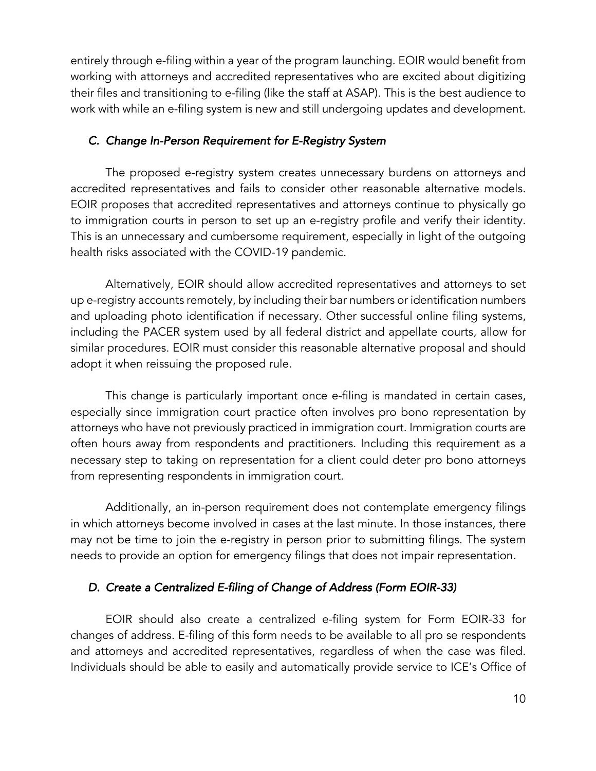entirely through e-filing within a year of the program launching. EOIR would benefit from working with attorneys and accredited representatives who are excited about digitizing their files and transitioning to e-filing (like the staff at ASAP). This is the best audience to work with while an e-filing system is new and still undergoing updates and development.

### *C. Change In-Person Requirement for E-Registry System*

The proposed e-registry system creates unnecessary burdens on attorneys and accredited representatives and fails to consider other reasonable alternative models. EOIR proposes that accredited representatives and attorneys continue to physically go to immigration courts in person to set up an e-registry profile and verify their identity. This is an unnecessary and cumbersome requirement, especially in light of the outgoing health risks associated with the COVID-19 pandemic.

Alternatively, EOIR should allow accredited representatives and attorneys to set up e-registry accounts remotely, by including their bar numbers or identification numbers and uploading photo identification if necessary. Other successful online filing systems, including the PACER system used by all federal district and appellate courts, allow for similar procedures. EOIR must consider this reasonable alternative proposal and should adopt it when reissuing the proposed rule.

This change is particularly important once e-filing is mandated in certain cases, especially since immigration court practice often involves pro bono representation by attorneys who have not previously practiced in immigration court. Immigration courts are often hours away from respondents and practitioners. Including this requirement as a necessary step to taking on representation for a client could deter pro bono attorneys from representing respondents in immigration court.

Additionally, an in-person requirement does not contemplate emergency filings in which attorneys become involved in cases at the last minute. In those instances, there may not be time to join the e-registry in person prior to submitting filings. The system needs to provide an option for emergency filings that does not impair representation.

### *D. Create a Centralized E-filing of Change of Address (Form EOIR-33)*

EOIR should also create a centralized e-filing system for Form EOIR-33 for changes of address. E-filing of this form needs to be available to all pro se respondents and attorneys and accredited representatives, regardless of when the case was filed. Individuals should be able to easily and automatically provide service to ICE's Office of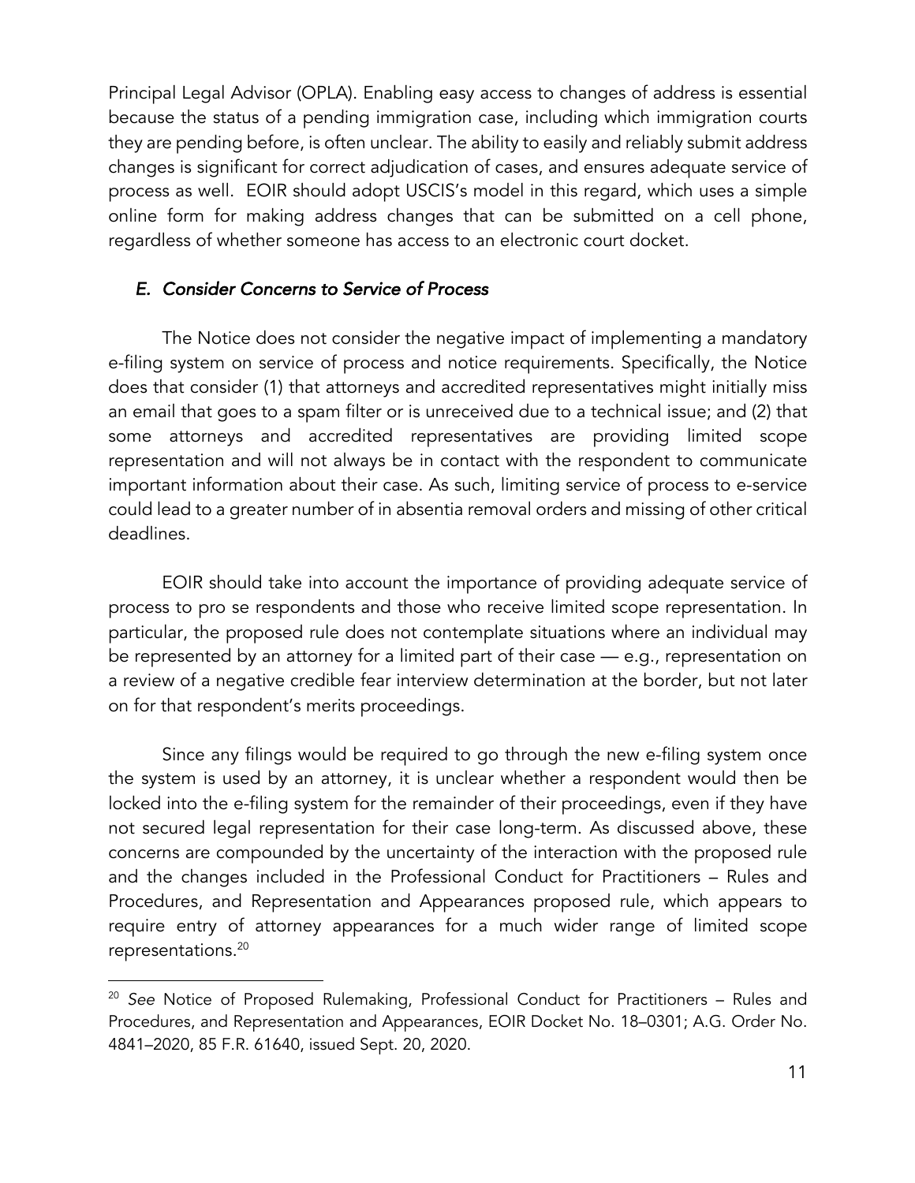Principal Legal Advisor (OPLA). Enabling easy access to changes of address is essential because the status of a pending immigration case, including which immigration courts they are pending before, is often unclear. The ability to easily and reliably submit address changes is significant for correct adjudication of cases, and ensures adequate service of process as well. EOIR should adopt USCIS's model in this regard, which uses a simple online form for making address changes that can be submitted on a cell phone, regardless of whether someone has access to an electronic court docket.

### *E. Consider Concerns to Service of Process*

The Notice does not consider the negative impact of implementing a mandatory e-filing system on service of process and notice requirements. Specifically, the Notice does that consider (1) that attorneys and accredited representatives might initially miss an email that goes to a spam filter or is unreceived due to a technical issue; and (2) that some attorneys and accredited representatives are providing limited scope representation and will not always be in contact with the respondent to communicate important information about their case. As such, limiting service of process to e-service could lead to a greater number of in absentia removal orders and missing of other critical deadlines.

EOIR should take into account the importance of providing adequate service of process to pro se respondents and those who receive limited scope representation. In particular, the proposed rule does not contemplate situations where an individual may be represented by an attorney for a limited part of their case — e.g., representation on a review of a negative credible fear interview determination at the border, but not later on for that respondent's merits proceedings.

Since any filings would be required to go through the new e-filing system once the system is used by an attorney, it is unclear whether a respondent would then be locked into the e-filing system for the remainder of their proceedings, even if they have not secured legal representation for their case long-term. As discussed above, these concerns are compounded by the uncertainty of the interaction with the proposed rule and the changes included in the Professional Conduct for Practitioners – Rules and Procedures, and Representation and Appearances proposed rule, which appears to require entry of attorney appearances for a much wider range of limited scope representations.[20]

---

[20] *See* Notice of Proposed Rulemaking, Professional Conduct for Practitioners – Rules and Procedures, and Representation and Appearances, EOIR Docket No. 18–0301; A.G. Order No. 4841–2020, 85 F.R. 61640, issued Sept. 20, 2020.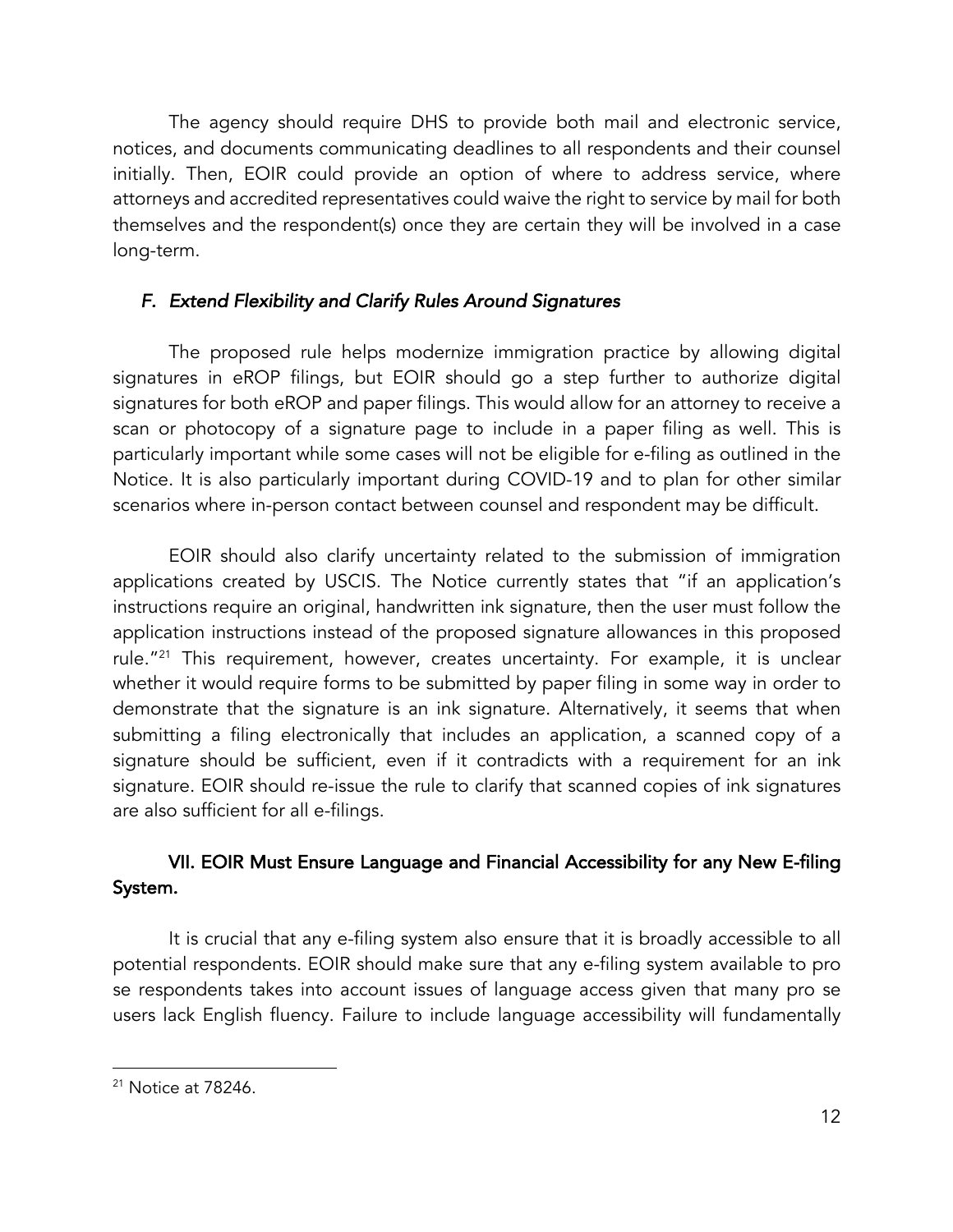The agency should require DHS to provide both mail and electronic service, notices, and documents communicating deadlines to all respondents and their counsel initially. Then, EOIR could provide an option of where to address service, where attorneys and accredited representatives could waive the right to service by mail for both themselves and the respondent(s) once they are certain they will be involved in a case long-term.

### *F. Extend Flexibility and Clarify Rules Around Signatures*

The proposed rule helps modernize immigration practice by allowing digital signatures in eROP filings, but EOIR should go a step further to authorize digital signatures for both eROP and paper filings. This would allow for an attorney to receive a scan or photocopy of a signature page to include in a paper filing as well. This is particularly important while some cases will not be eligible for e-filing as outlined in the Notice. It is also particularly important during COVID-19 and to plan for other similar scenarios where in-person contact between counsel and respondent may be difficult.

EOIR should also clarify uncertainty related to the submission of immigration applications created by USCIS. The Notice currently states that "if an application's instructions require an original, handwritten ink signature, then the user must follow the application instructions instead of the proposed signature allowances in this proposed rule."[21] This requirement, however, creates uncertainty. For example, it is unclear whether it would require forms to be submitted by paper filing in some way in order to demonstrate that the signature is an ink signature. Alternatively, it seems that when submitting a filing electronically that includes an application, a scanned copy of a signature should be sufficient, even if it contradicts with a requirement for an ink signature. EOIR should re-issue the rule to clarify that scanned copies of ink signatures are also sufficient for all e-filings.

## VII. EOIR Must Ensure Language and Financial Accessibility for any New E-filing System.

It is crucial that any e-filing system also ensure that it is broadly accessible to all potential respondents. EOIR should make sure that any e-filing system available to pro se respondents takes into account issues of language access given that many pro se users lack English fluency. Failure to include language accessibility will fundamentally

[21] Notice at 78246.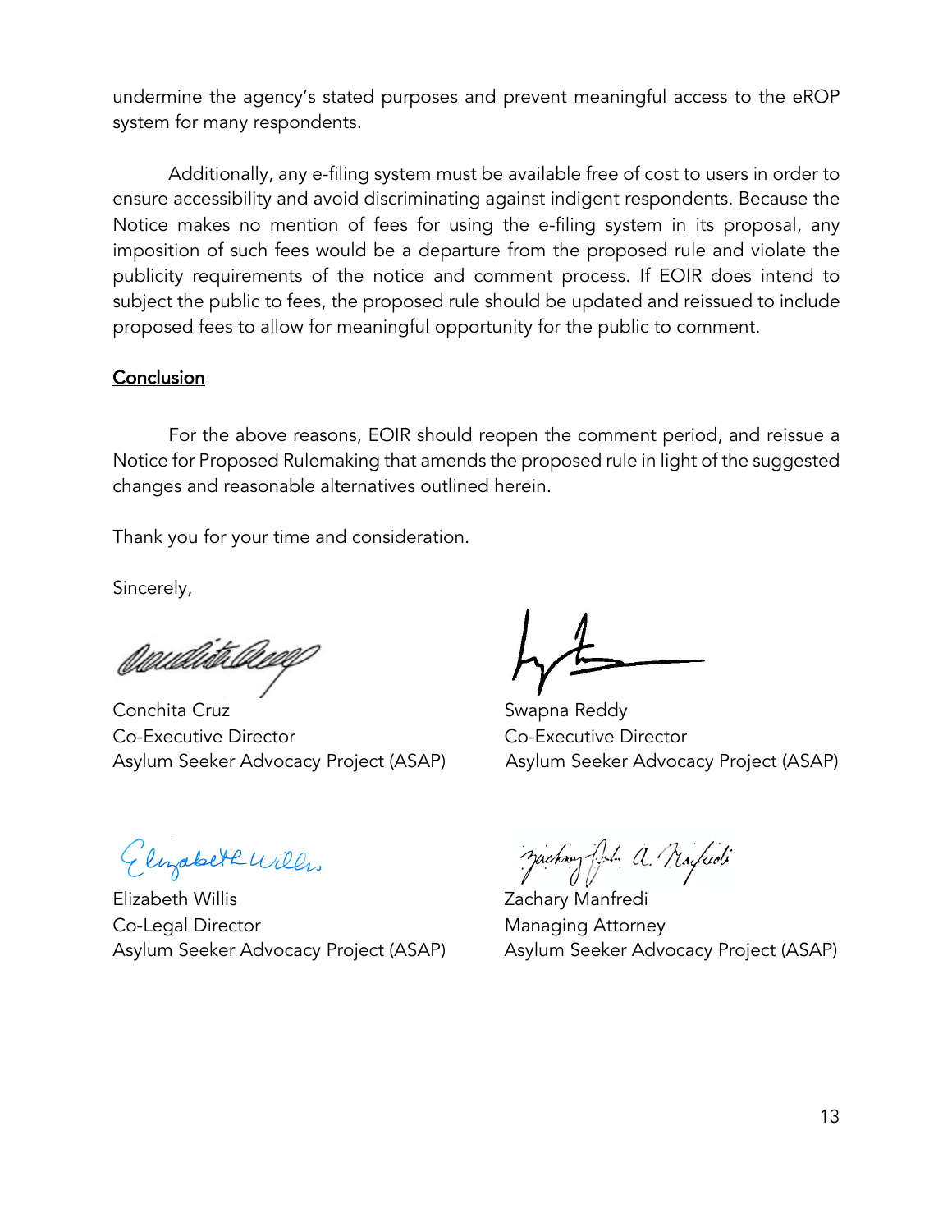undermine the agency's stated purposes and prevent meaningful access to the eROP system for many respondents.

Additionally, any e-filing system must be available free of cost to users in order to ensure accessibility and avoid discriminating against indigent respondents. Because the Notice makes no mention of fees for using the e-filing system in its proposal, any imposition of such fees would be a departure from the proposed rule and violate the publicity requirements of the notice and comment process. If EOIR does intend to subject the public to fees, the proposed rule should be updated and reissued to include proposed fees to allow for meaningful opportunity for the public to comment.

## Conclusion

For the above reasons, EOIR should reopen the comment period, and reissue a Notice for Proposed Rulemaking that amends the proposed rule in light of the suggested changes and reasonable alternatives outlined herein.

Thank you for your time and consideration.

Sincerely,

Conchita Cruz
Co-Executive Director
Asylum Seeker Advocacy Project (ASAP)

Swapna Reddy
Co-Executive Director
Asylum Seeker Advocacy Project (ASAP)

Elizabeth Willis
Co-Legal Director
Asylum Seeker Advocacy Project (ASAP)

Zachary Manfredi
Managing Attorney
Asylum Seeker Advocacy Project (ASAP)